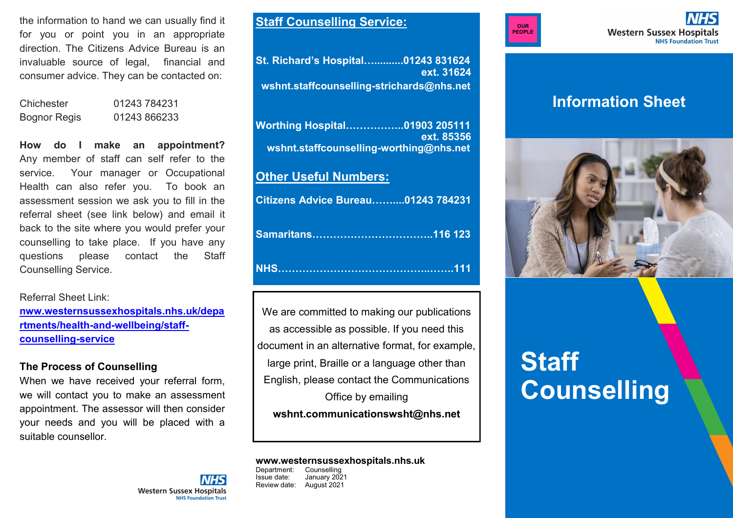the information to hand we can usually find it for you or point you in an appropriate direction. The Citizens Advice Bureau is an invaluable source of legal, financial and consumer advice. They can be contacted on:

| | |
|---|---|
| Chichester | 01243 784231 |
| Bognor Regis | 01243 866233 |

**How do I make an appointment?** Any member of staff can self refer to the service. Your manager or Occupational Health can also refer you. To book an assessment session we ask you to fill in the referral sheet (see link below) and email it back to the site where you would prefer your counselling to take place. If you have any questions please contact the Staff Counselling Service.

Referral Sheet Link:
**nww.westernsussexhospitals.nhs.uk/departments/health-and-wellbeing/staff-counselling-service**

**The Process of Counselling**

When we have received your referral form, we will contact you to make an assessment appointment. The assessor will then consider your needs and you will be placed with a suitable counsellor.

NHS Western Sussex Hospitals NHS Foundation Trust

## Staff Counselling Service:

**St. Richard's Hospital…..........01243 831624 ext. 31624**
**wshnt.staffcounselling-strichards@nhs.net**

**Worthing Hospital……………..01903 205111 ext. 85356**
**wshnt.staffcounselling-worthing@nhs.net**

## Other Useful Numbers:

**Citizens Advice Bureau….......01243 784231**

**Samaritans……………………………..116 123**

**NHS…………………………………..…….111**

We are committed to making our publications as accessible as possible. If you need this document in an alternative format, for example, large print, Braille or a language other than English, please contact the Communications Office by emailing
**wshnt.communicationswsht@nhs.net**

**www.westernsussexhospitals.nhs.uk**

| | |
|---|---|
| Department: | Counselling |
| Issue date: | January 2021 |
| Review date: | August 2021 |

OUR PEOPLE

NHS Western Sussex Hospitals NHS Foundation Trust

## Information Sheet

# Staff Counselling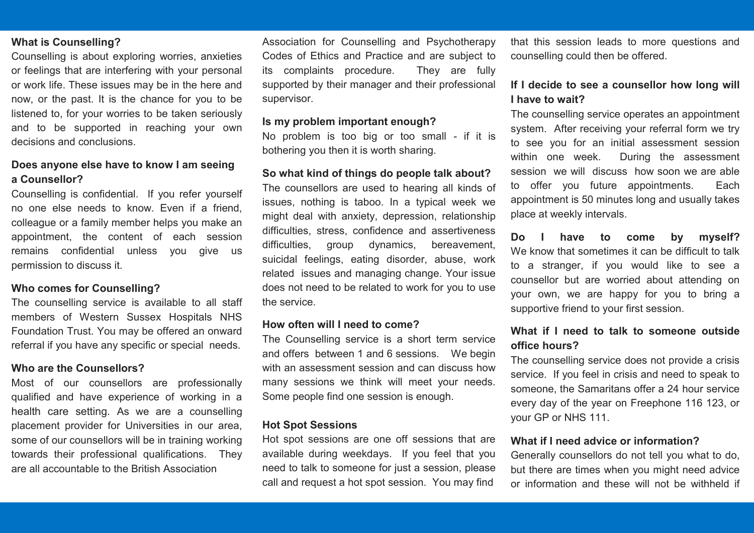## What is Counselling?

Counselling is about exploring worries, anxieties or feelings that are interfering with your personal or work life. These issues may be in the here and now, or the past. It is the chance for you to be listened to, for your worries to be taken seriously and to be supported in reaching your own decisions and conclusions.

## Does anyone else have to know I am seeing a Counsellor?

Counselling is confidential. If you refer yourself no one else needs to know. Even if a friend, colleague or a family member helps you make an appointment, the content of each session remains confidential unless you give us permission to discuss it.

## Who comes for Counselling?

The counselling service is available to all staff members of Western Sussex Hospitals NHS Foundation Trust. You may be offered an onward referral if you have any specific or special needs.

## Who are the Counsellors?

Most of our counsellors are professionally qualified and have experience of working in a health care setting. As we are a counselling placement provider for Universities in our area, some of our counsellors will be in training working towards their professional qualifications. They are all accountable to the British Association for Counselling and Psychotherapy Codes of Ethics and Practice and are subject to its complaints procedure. They are fully supported by their manager and their professional supervisor.

## Is my problem important enough?

No problem is too big or too small - if it is bothering you then it is worth sharing.

## So what kind of things do people talk about?

The counsellors are used to hearing all kinds of issues, nothing is taboo. In a typical week we might deal with anxiety, depression, relationship difficulties, stress, confidence and assertiveness difficulties, group dynamics, bereavement, suicidal feelings, eating disorder, abuse, work related issues and managing change. Your issue does not need to be related to work for you to use the service.

## How often will I need to come?

The Counselling service is a short term service and offers between 1 and 6 sessions. We begin with an assessment session and can discuss how many sessions we think will meet your needs. Some people find one session is enough.

## Hot Spot Sessions

Hot spot sessions are one off sessions that are available during weekdays. If you feel that you need to talk to someone for just a session, please call and request a hot spot session. You may find that this session leads to more questions and counselling could then be offered.

## If I decide to see a counsellor how long will I have to wait?

The counselling service operates an appointment system. After receiving your referral form we try to see you for an initial assessment session within one week. During the assessment session we will discuss how soon we are able to offer you future appointments. Each appointment is 50 minutes long and usually takes place at weekly intervals.

## Do I have to come by myself?

We know that sometimes it can be difficult to talk to a stranger, if you would like to see a counsellor but are worried about attending on your own, we are happy for you to bring a supportive friend to your first session.

## What if I need to talk to someone outside office hours?

The counselling service does not provide a crisis service. If you feel in crisis and need to speak to someone, the Samaritans offer a 24 hour service every day of the year on Freephone 116 123, or your GP or NHS 111.

## What if I need advice or information?

Generally counsellors do not tell you what to do, but there are times when you might need advice or information and these will not be withheld if